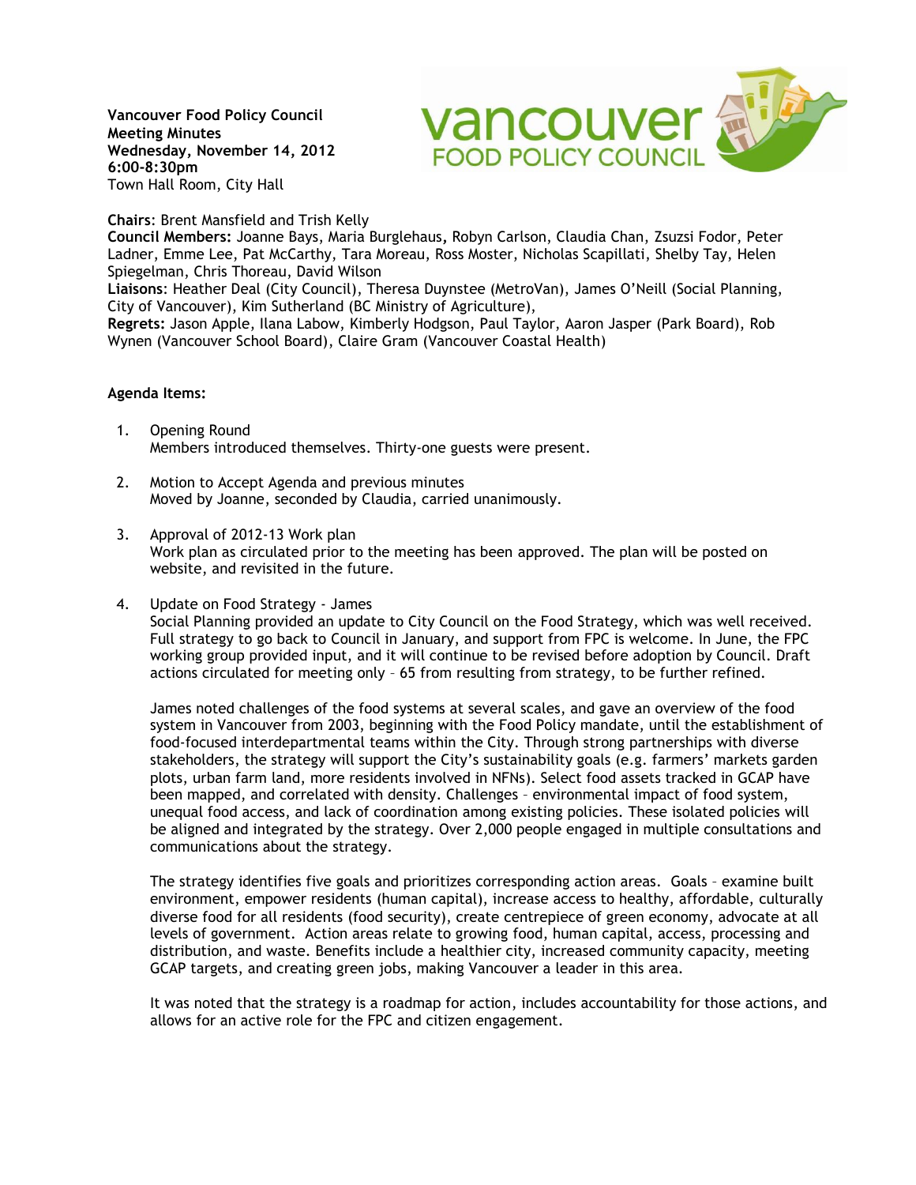**Vancouver Food Policy Council**
**Meeting Minutes**
**Wednesday, November 14, 2012**
**6:00-8:30pm**
Town Hall Room, City Hall

**Chairs**: Brent Mansfield and Trish Kelly
**Council Members:** Joanne Bays, Maria Burglehaus, Robyn Carlson, Claudia Chan, Zsuzsi Fodor, Peter Ladner, Emme Lee, Pat McCarthy, Tara Moreau, Ross Moster, Nicholas Scapillati, Shelby Tay, Helen Spiegelman, Chris Thoreau, David Wilson
**Liaisons**: Heather Deal (City Council), Theresa Duynstee (MetroVan), James O'Neill (Social Planning, City of Vancouver), Kim Sutherland (BC Ministry of Agriculture),
**Regrets:** Jason Apple, Ilana Labow, Kimberly Hodgson, Paul Taylor, Aaron Jasper (Park Board), Rob Wynen (Vancouver School Board), Claire Gram (Vancouver Coastal Health)

**Agenda Items:**

1. Opening Round
   Members introduced themselves. Thirty-one guests were present.

2. Motion to Accept Agenda and previous minutes
   Moved by Joanne, seconded by Claudia, carried unanimously.

3. Approval of 2012-13 Work plan
   Work plan as circulated prior to the meeting has been approved. The plan will be posted on website, and revisited in the future.

4. Update on Food Strategy - James
   Social Planning provided an update to City Council on the Food Strategy, which was well received. Full strategy to go back to Council in January, and support from FPC is welcome. In June, the FPC working group provided input, and it will continue to be revised before adoption by Council. Draft actions circulated for meeting only – 65 from resulting from strategy, to be further refined.

   James noted challenges of the food systems at several scales, and gave an overview of the food system in Vancouver from 2003, beginning with the Food Policy mandate, until the establishment of food-focused interdepartmental teams within the City. Through strong partnerships with diverse stakeholders, the strategy will support the City's sustainability goals (e.g. farmers' markets garden plots, urban farm land, more residents involved in NFNs). Select food assets tracked in GCAP have been mapped, and correlated with density. Challenges – environmental impact of food system, unequal food access, and lack of coordination among existing policies. These isolated policies will be aligned and integrated by the strategy. Over 2,000 people engaged in multiple consultations and communications about the strategy.

   The strategy identifies five goals and prioritizes corresponding action areas. Goals – examine built environment, empower residents (human capital), increase access to healthy, affordable, culturally diverse food for all residents (food security), create centrepiece of green economy, advocate at all levels of government. Action areas relate to growing food, human capital, access, processing and distribution, and waste. Benefits include a healthier city, increased community capacity, meeting GCAP targets, and creating green jobs, making Vancouver a leader in this area.

   It was noted that the strategy is a roadmap for action, includes accountability for those actions, and allows for an active role for the FPC and citizen engagement.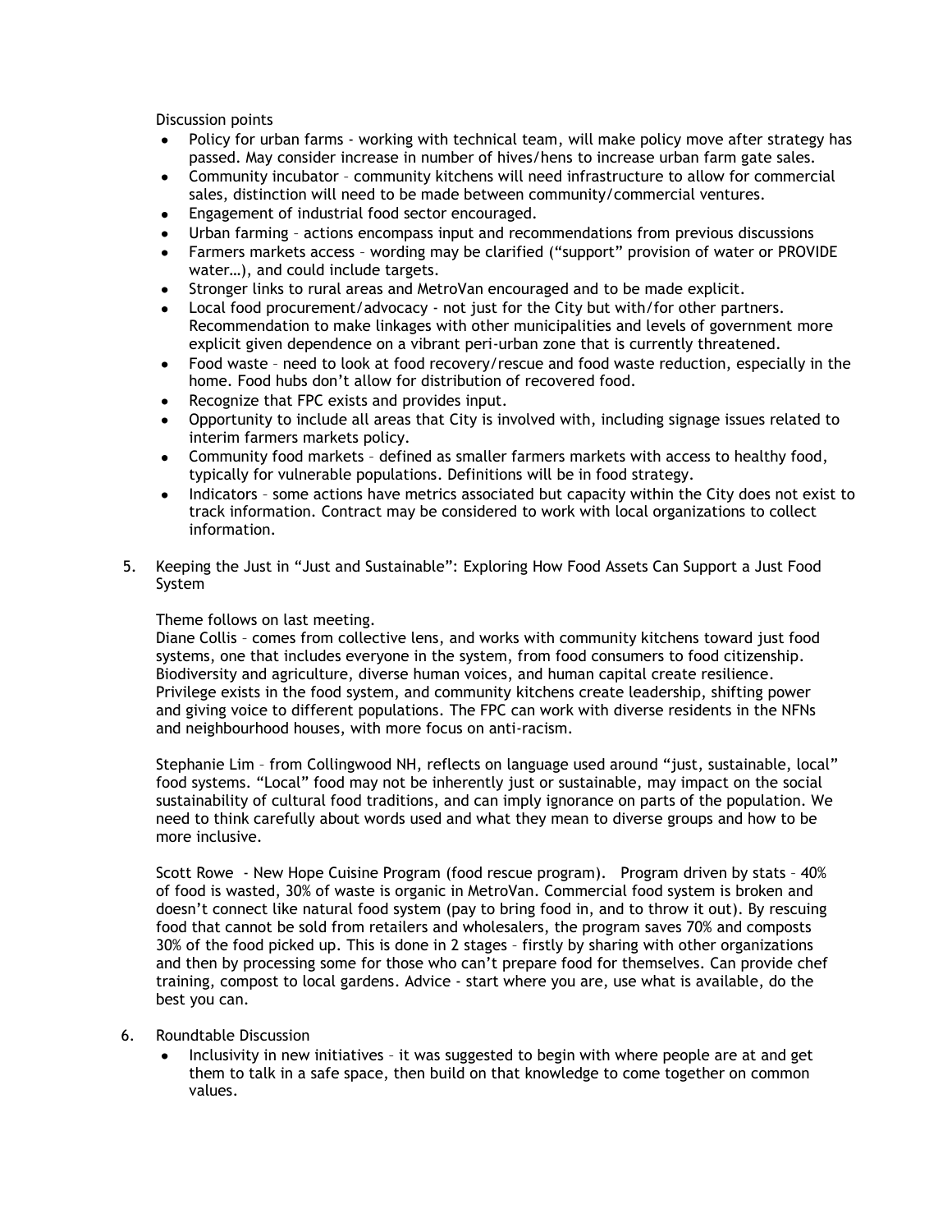Discussion points

- Policy for urban farms - working with technical team, will make policy move after strategy has passed. May consider increase in number of hives/hens to increase urban farm gate sales.
- Community incubator – community kitchens will need infrastructure to allow for commercial sales, distinction will need to be made between community/commercial ventures.
- Engagement of industrial food sector encouraged.
- Urban farming – actions encompass input and recommendations from previous discussions
- Farmers markets access – wording may be clarified ("support" provision of water or PROVIDE water…), and could include targets.
- Stronger links to rural areas and MetroVan encouraged and to be made explicit.
- Local food procurement/advocacy - not just for the City but with/for other partners. Recommendation to make linkages with other municipalities and levels of government more explicit given dependence on a vibrant peri-urban zone that is currently threatened.
- Food waste – need to look at food recovery/rescue and food waste reduction, especially in the home. Food hubs don't allow for distribution of recovered food.
- Recognize that FPC exists and provides input.
- Opportunity to include all areas that City is involved with, including signage issues related to interim farmers markets policy.
- Community food markets – defined as smaller farmers markets with access to healthy food, typically for vulnerable populations. Definitions will be in food strategy.
- Indicators – some actions have metrics associated but capacity within the City does not exist to track information. Contract may be considered to work with local organizations to collect information.

5. Keeping the Just in "Just and Sustainable": Exploring How Food Assets Can Support a Just Food System

   Theme follows on last meeting.
   Diane Collis – comes from collective lens, and works with community kitchens toward just food systems, one that includes everyone in the system, from food consumers to food citizenship. Biodiversity and agriculture, diverse human voices, and human capital create resilience. Privilege exists in the food system, and community kitchens create leadership, shifting power and giving voice to different populations. The FPC can work with diverse residents in the NFNs and neighbourhood houses, with more focus on anti-racism.

   Stephanie Lim – from Collingwood NH, reflects on language used around "just, sustainable, local" food systems. "Local" food may not be inherently just or sustainable, may impact on the social sustainability of cultural food traditions, and can imply ignorance on parts of the population. We need to think carefully about words used and what they mean to diverse groups and how to be more inclusive.

   Scott Rowe - New Hope Cuisine Program (food rescue program). Program driven by stats – 40% of food is wasted, 30% of waste is organic in MetroVan. Commercial food system is broken and doesn't connect like natural food system (pay to bring food in, and to throw it out). By rescuing food that cannot be sold from retailers and wholesalers, the program saves 70% and composts 30% of the food picked up. This is done in 2 stages – firstly by sharing with other organizations and then by processing some for those who can't prepare food for themselves. Can provide chef training, compost to local gardens. Advice - start where you are, use what is available, do the best you can.

6. Roundtable Discussion
   - Inclusivity in new initiatives – it was suggested to begin with where people are at and get them to talk in a safe space, then build on that knowledge to come together on common values.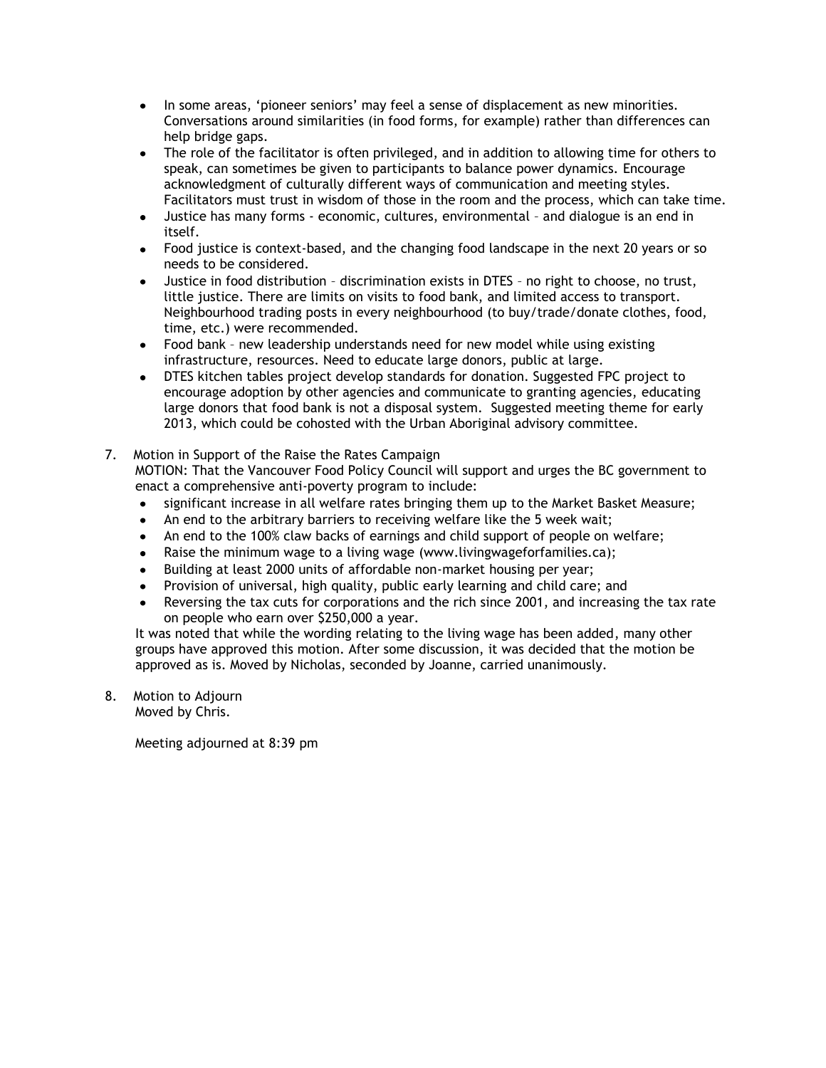- In some areas, 'pioneer seniors' may feel a sense of displacement as new minorities. Conversations around similarities (in food forms, for example) rather than differences can help bridge gaps.
- The role of the facilitator is often privileged, and in addition to allowing time for others to speak, can sometimes be given to participants to balance power dynamics. Encourage acknowledgment of culturally different ways of communication and meeting styles. Facilitators must trust in wisdom of those in the room and the process, which can take time.
- Justice has many forms - economic, cultures, environmental – and dialogue is an end in itself.
- Food justice is context-based, and the changing food landscape in the next 20 years or so needs to be considered.
- Justice in food distribution – discrimination exists in DTES – no right to choose, no trust, little justice. There are limits on visits to food bank, and limited access to transport. Neighbourhood trading posts in every neighbourhood (to buy/trade/donate clothes, food, time, etc.) were recommended.
- Food bank – new leadership understands need for new model while using existing infrastructure, resources. Need to educate large donors, public at large.
- DTES kitchen tables project develop standards for donation. Suggested FPC project to encourage adoption by other agencies and communicate to granting agencies, educating large donors that food bank is not a disposal system. Suggested meeting theme for early 2013, which could be cohosted with the Urban Aboriginal advisory committee.

7. Motion in Support of the Raise the Rates Campaign

   MOTION: That the Vancouver Food Policy Council will support and urges the BC government to enact a comprehensive anti-poverty program to include:

   - significant increase in all welfare rates bringing them up to the Market Basket Measure;
   - An end to the arbitrary barriers to receiving welfare like the 5 week wait;
   - An end to the 100% claw backs of earnings and child support of people on welfare;
   - Raise the minimum wage to a living wage (www.livingwageforfamilies.ca);
   - Building at least 2000 units of affordable non-market housing per year;
   - Provision of universal, high quality, public early learning and child care; and
   - Reversing the tax cuts for corporations and the rich since 2001, and increasing the tax rate on people who earn over $250,000 a year.

   It was noted that while the wording relating to the living wage has been added, many other groups have approved this motion. After some discussion, it was decided that the motion be approved as is. Moved by Nicholas, seconded by Joanne, carried unanimously.

8. Motion to Adjourn

   Moved by Chris.

   Meeting adjourned at 8:39 pm